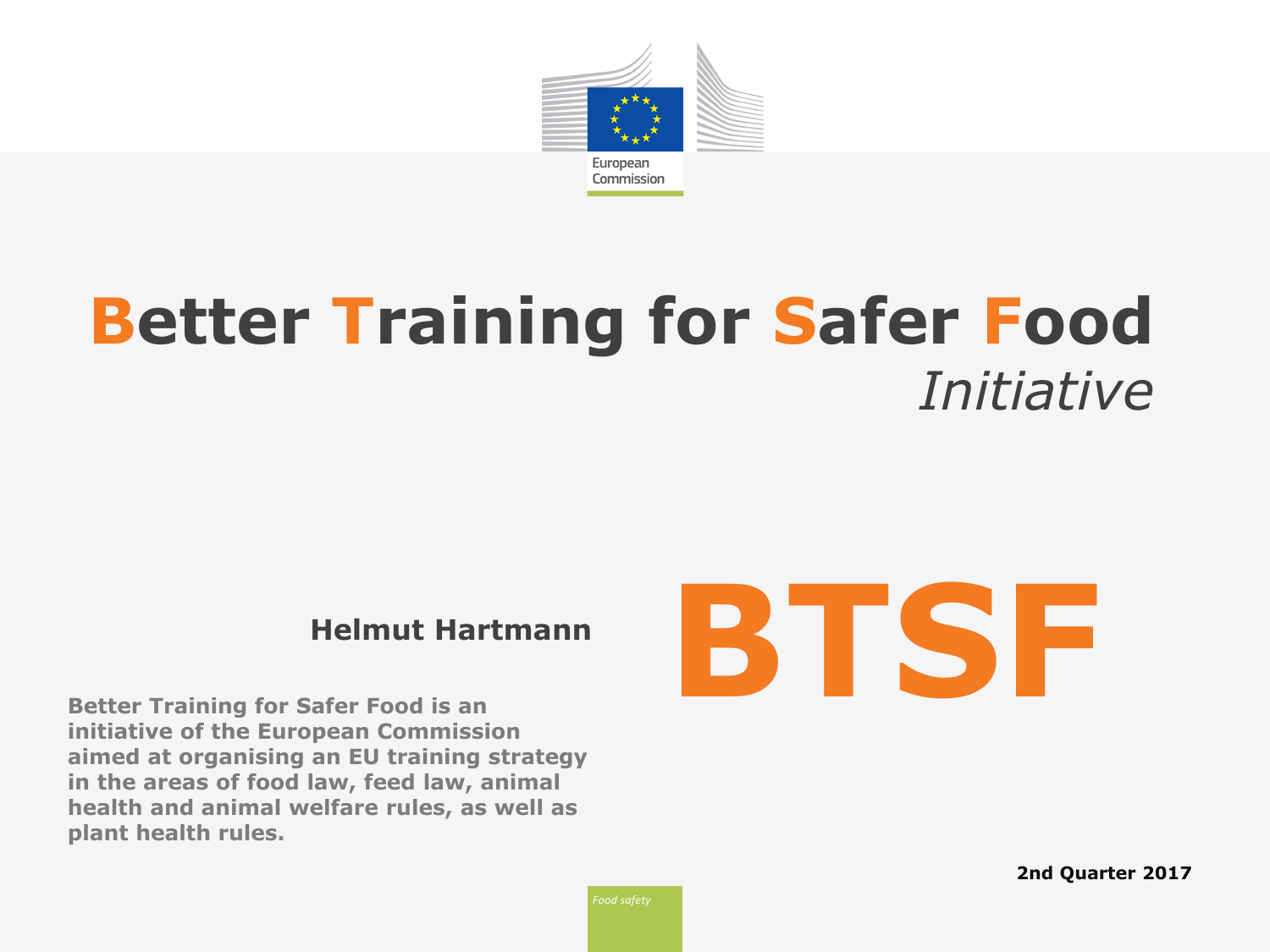European Commission

# Better Training for Safer Food *Initiative*

**Helmut Hartmann**

# BTSF

**Better Training for Safer Food is an initiative of the European Commission aimed at organising an EU training strategy in the areas of food law, feed law, animal health and animal welfare rules, as well as plant health rules.**

**2nd Quarter 2017**

*Food safety*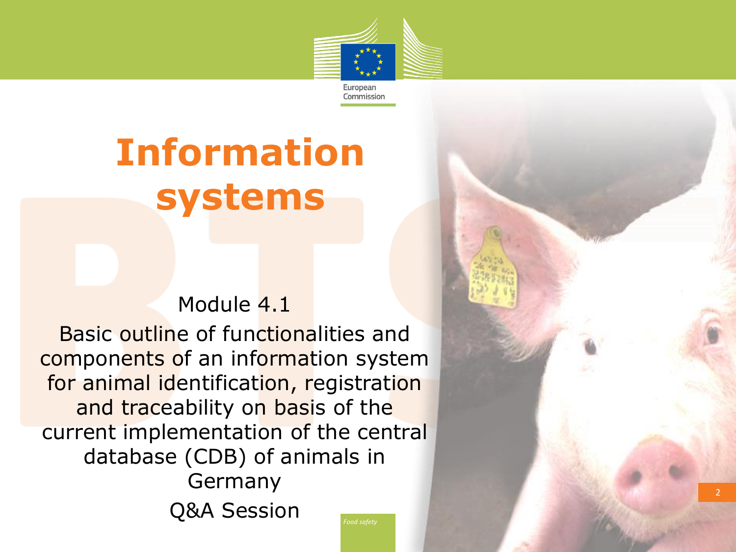# Information systems

Module 4.1

Basic outline of functionalities and components of an information system for animal identification, registration and traceability on basis of the current implementation of the central database (CDB) of animals in Germany

Q&A Session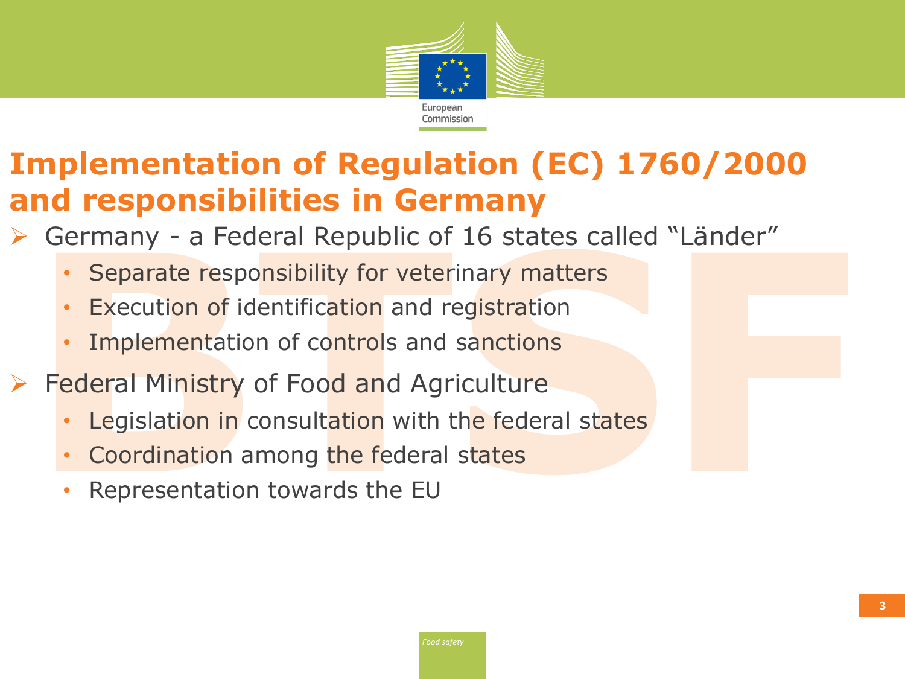# Implementation of Regulation (EC) 1760/2000 and responsibilities in Germany

- Germany - a Federal Republic of 16 states called "Länder"
  - Separate responsibility for veterinary matters
  - Execution of identification and registration
  - Implementation of controls and sanctions
- Federal Ministry of Food and Agriculture
  - Legislation in consultation with the federal states
  - Coordination among the federal states
  - Representation towards the EU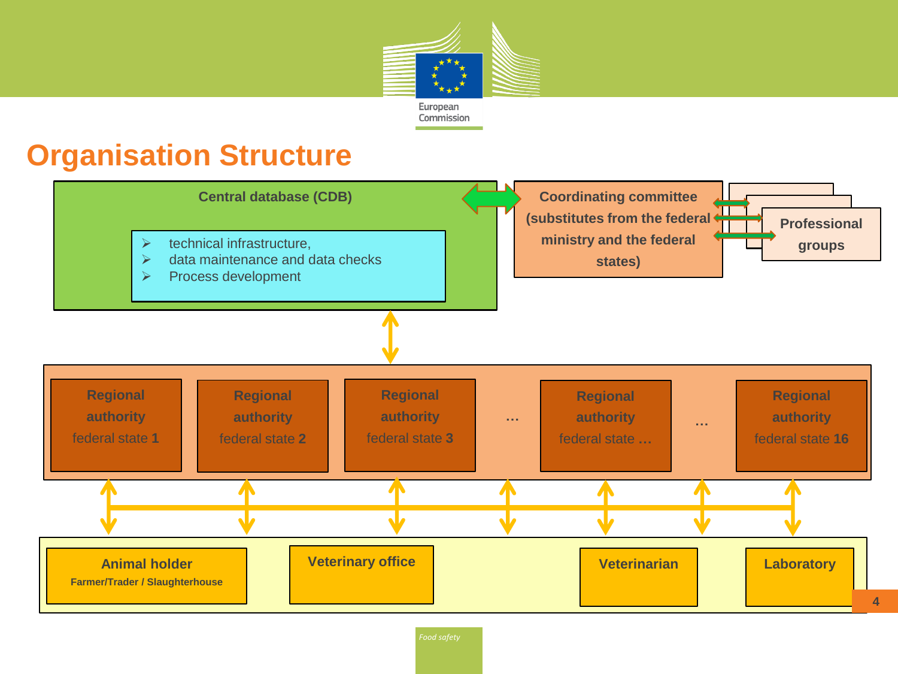# Organisation Structure

**Central database (CDB)**

- technical infrastructure,
- data maintenance and data checks
- Process development

**Coordinating committee (substitutes from the federal ministry and the federal states)**

**Professional groups**

**Regional authority** federal state **1**

**Regional authority** federal state **2**

**Regional authority** federal state **3**

…

**Regional authority** federal state **…**

…

**Regional authority** federal state **16**

**Animal holder**
**Farmer/Trader / Slaughterhouse**

**Veterinary office**

**Veterinarian**

**Laboratory**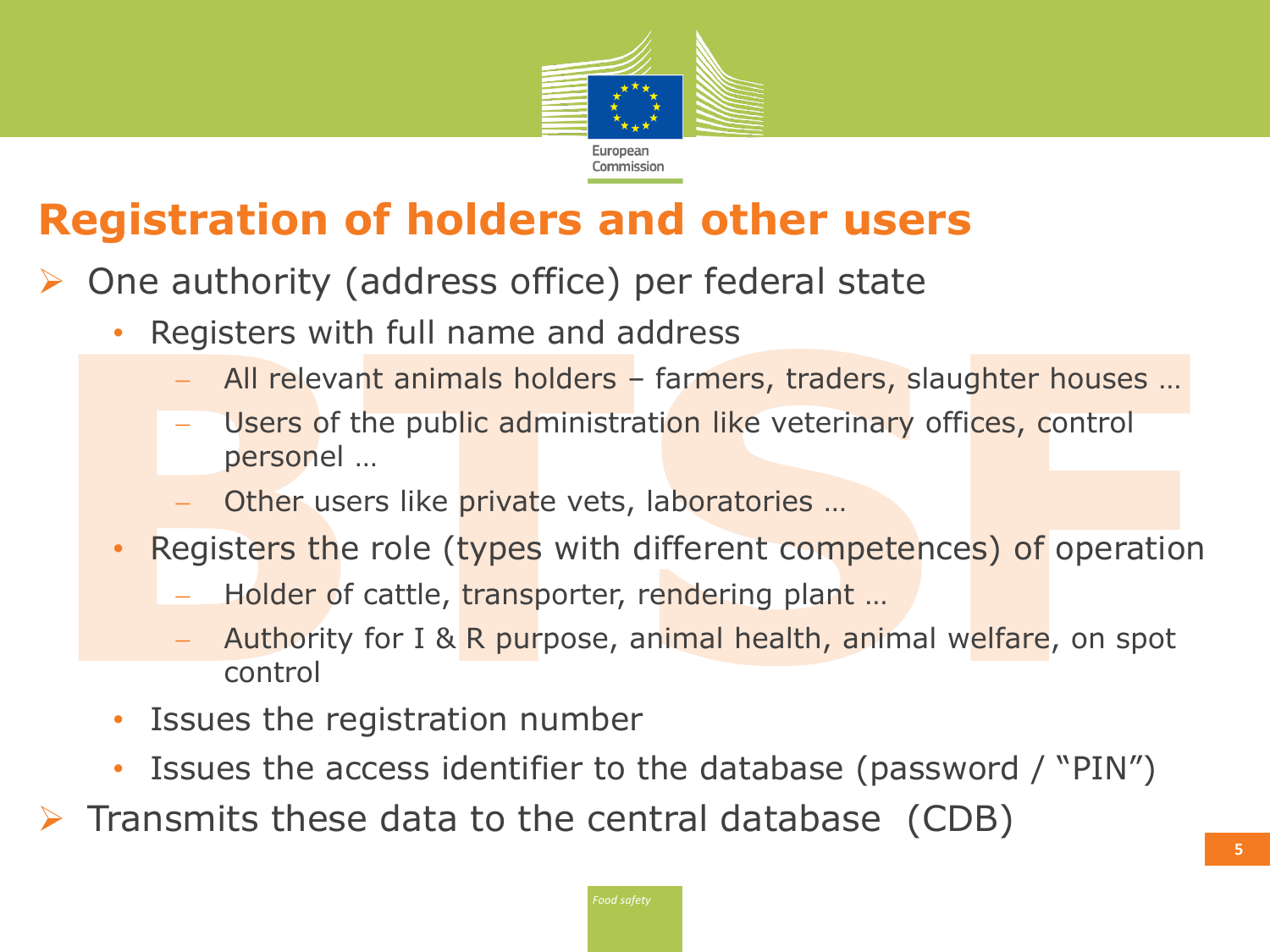# Registration of holders and other users

- One authority (address office) per federal state
  - Registers with full name and address
    - All relevant animals holders – farmers, traders, slaughter houses …
    - Users of the public administration like veterinary offices, control personel …
    - Other users like private vets, laboratories …
  - Registers the role (types with different competences) of operation
    - Holder of cattle, transporter, rendering plant …
    - Authority for I & R purpose, animal health, animal welfare, on spot control
  - Issues the registration number
  - Issues the access identifier to the database (password / "PIN")
- Transmits these data to the central database (CDB)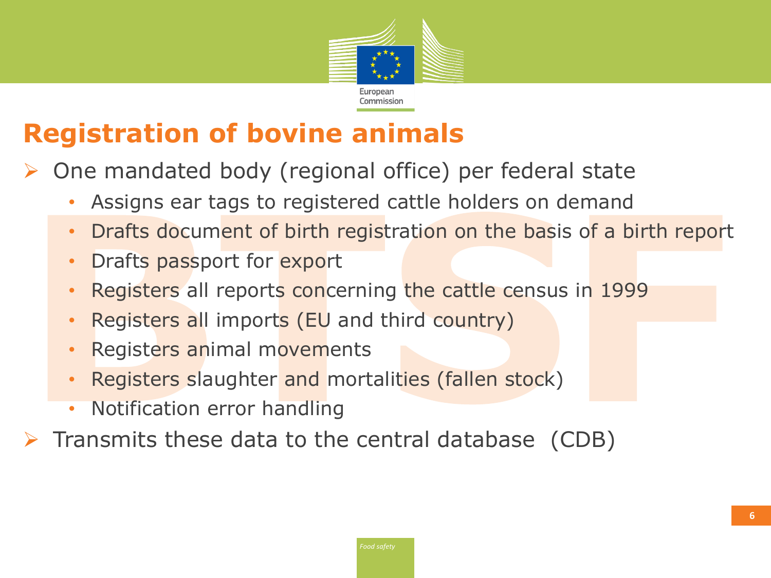# Registration of bovine animals

- One mandated body (regional office) per federal state
  - Assigns ear tags to registered cattle holders on demand
  - Drafts document of birth registration on the basis of a birth report
  - Drafts passport for export
  - Registers all reports concerning the cattle census in 1999
  - Registers all imports (EU and third country)
  - Registers animal movements
  - Registers slaughter and mortalities (fallen stock)
  - Notification error handling
- Transmits these data to the central database (CDB)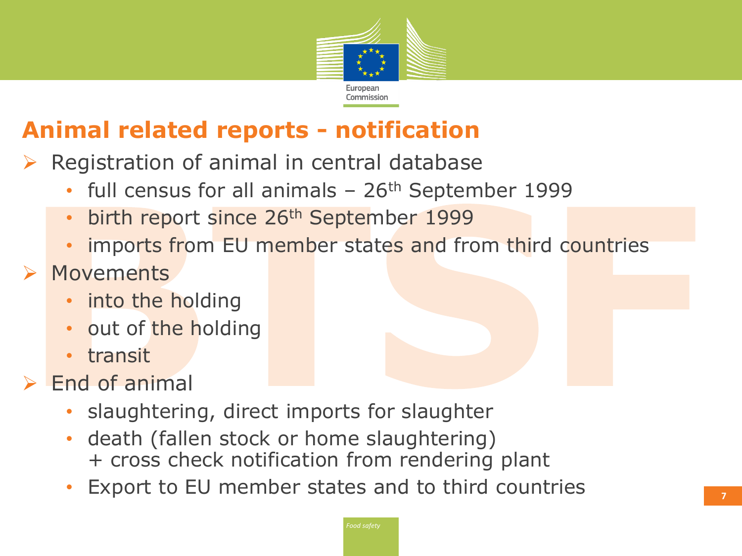# Animal related reports - notification

- Registration of animal in central database
  - full census for all animals – 26th September 1999
  - birth report since 26th September 1999
  - imports from EU member states and from third countries
- Movements
  - into the holding
  - out of the holding
  - transit
- End of animal
  - slaughtering, direct imports for slaughter
  - death (fallen stock or home slaughtering)  
    + cross check notification from rendering plant
  - Export to EU member states and to third countries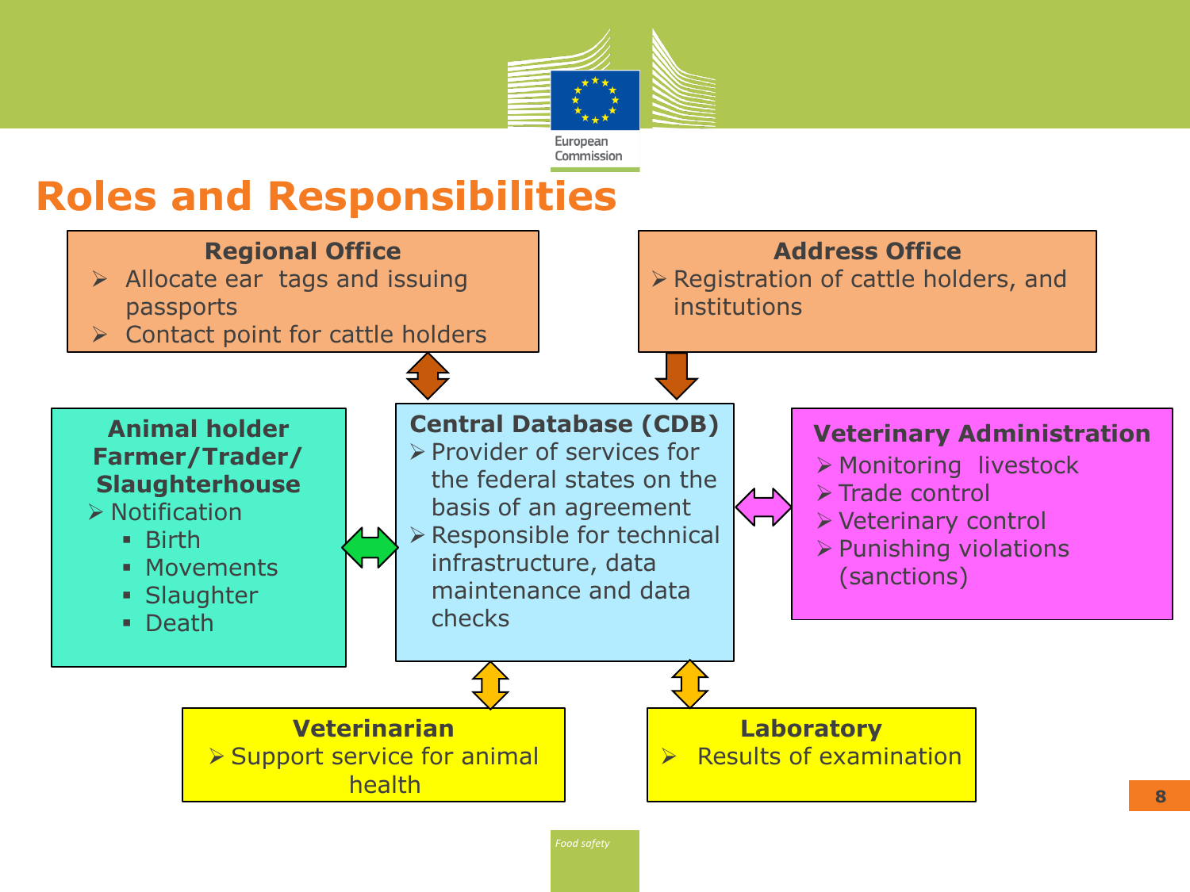# Roles and Responsibilities

**Regional Office**

- Allocate ear tags and issuing passports
- Contact point for cattle holders

**Address Office**

- Registration of cattle holders, and institutions

**Animal holder Farmer/Trader/ Slaughterhouse**

- Notification
  - Birth
  - Movements
  - Slaughter
  - Death

**Central Database (CDB)**

- Provider of services for the federal states on the basis of an agreement
- Responsible for technical infrastructure, data maintenance and data checks

**Veterinary Administration**

- Monitoring livestock
- Trade control
- Veterinary control
- Punishing violations (sanctions)

**Veterinarian**

- Support service for animal health

**Laboratory**

- Results of examination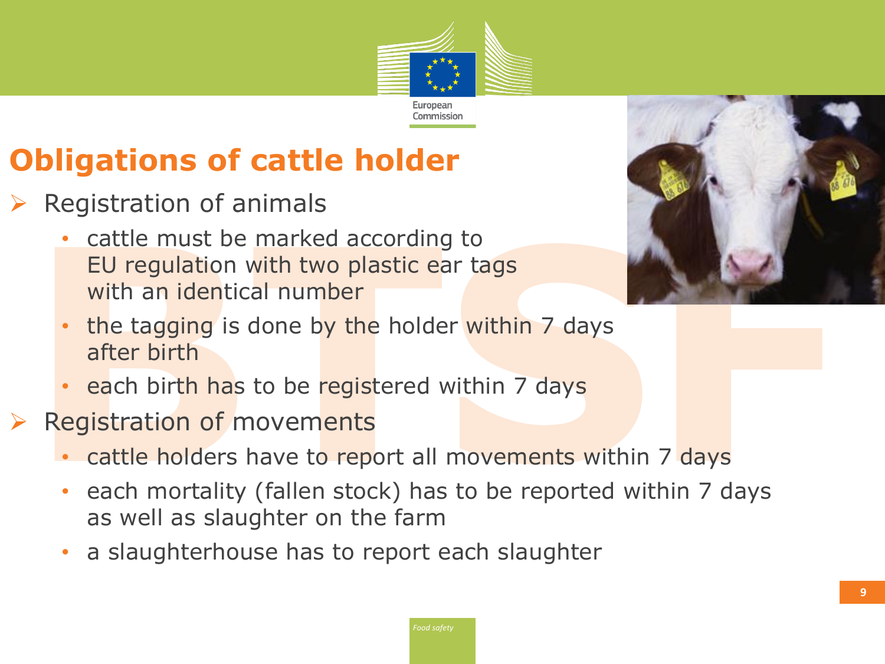# Obligations of cattle holder

- Registration of animals
  - cattle must be marked according to EU regulation with two plastic ear tags with an identical number
  - the tagging is done by the holder within 7 days after birth
  - each birth has to be registered within 7 days
- Registration of movements
  - cattle holders have to report all movements within 7 days
  - each mortality (fallen stock) has to be reported within 7 days as well as slaughter on the farm
  - a slaughterhouse has to report each slaughter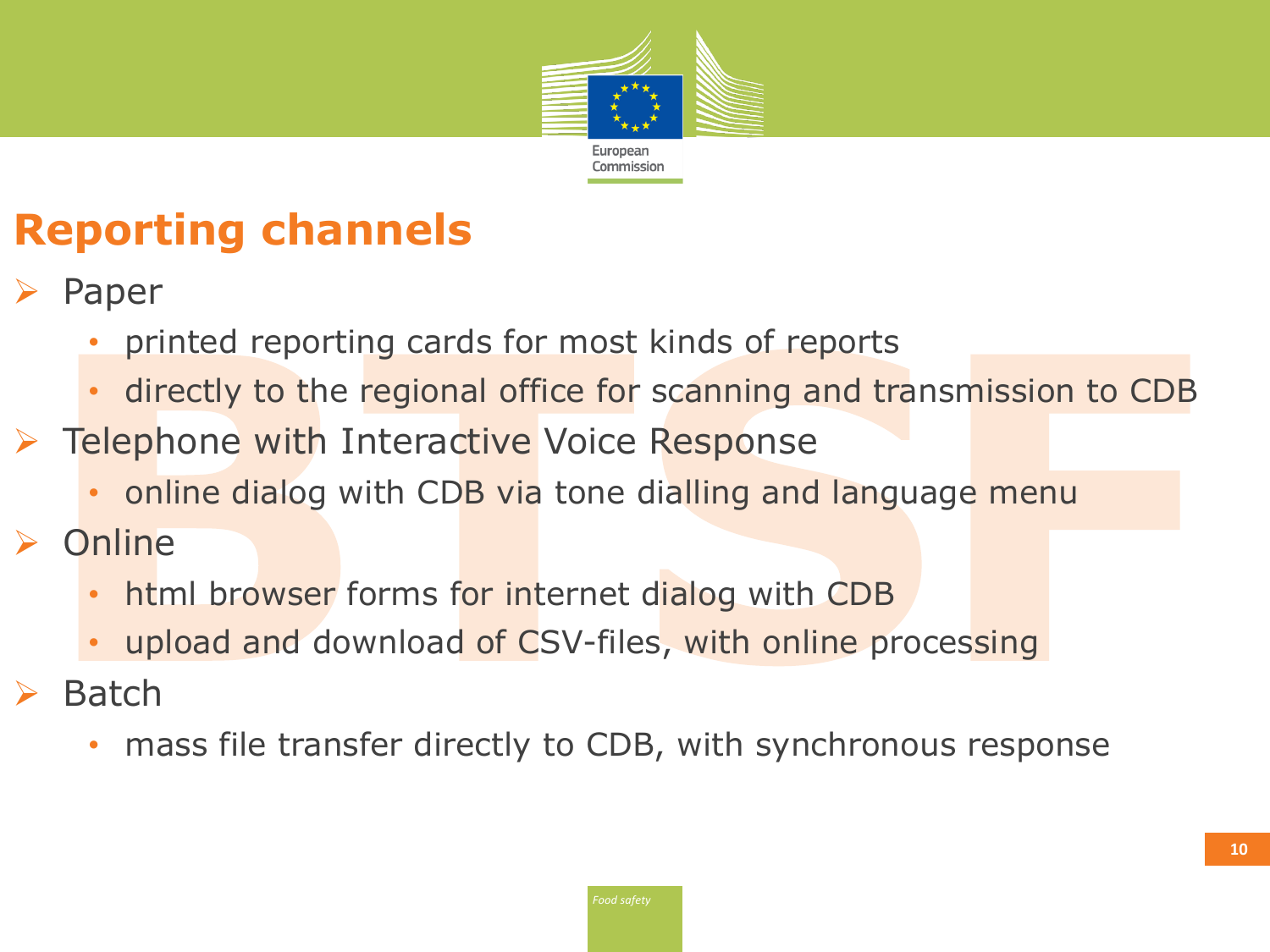# Reporting channels

- Paper
  - printed reporting cards for most kinds of reports
  - directly to the regional office for scanning and transmission to CDB
- Telephone with Interactive Voice Response
  - online dialog with CDB via tone dialling and language menu
- Online
  - html browser forms for internet dialog with CDB
  - upload and download of CSV-files, with online processing
- Batch
  - mass file transfer directly to CDB, with synchronous response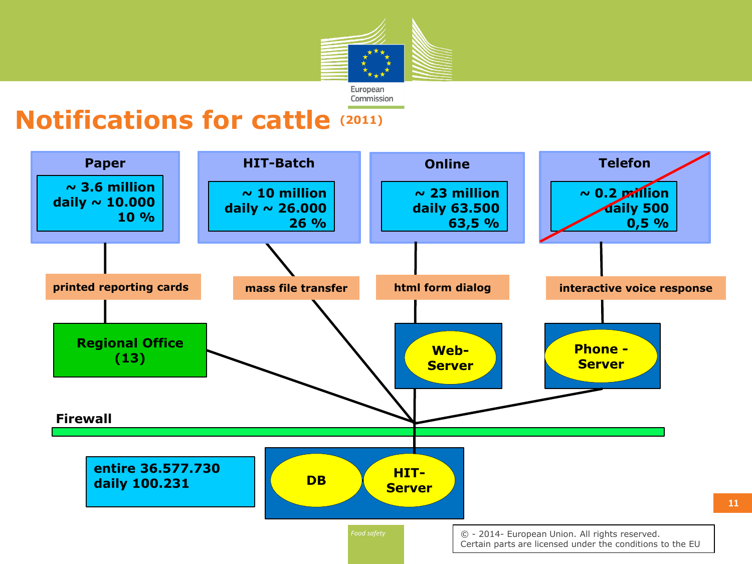# Notifications for cattle (2011)

**Paper**
~ 3.6 million
daily ~ 10.000
10 %

**HIT-Batch**
~ 10 million
daily ~ 26.000
26 %

**Online**
~ 23 million
daily 63.500
63,5 %

**Telefon**
~ 0.2 million
daily 500
0,5 %

printed reporting cards

mass file transfer

html form dialog

interactive voice response

Regional Office (13)

Web-Server

Phone - Server

Firewall

entire 36.577.730
daily 100.231

DB

HIT-Server

Food safety

© - 2014- European Union. All rights reserved.
Certain parts are licensed under the conditions to the EU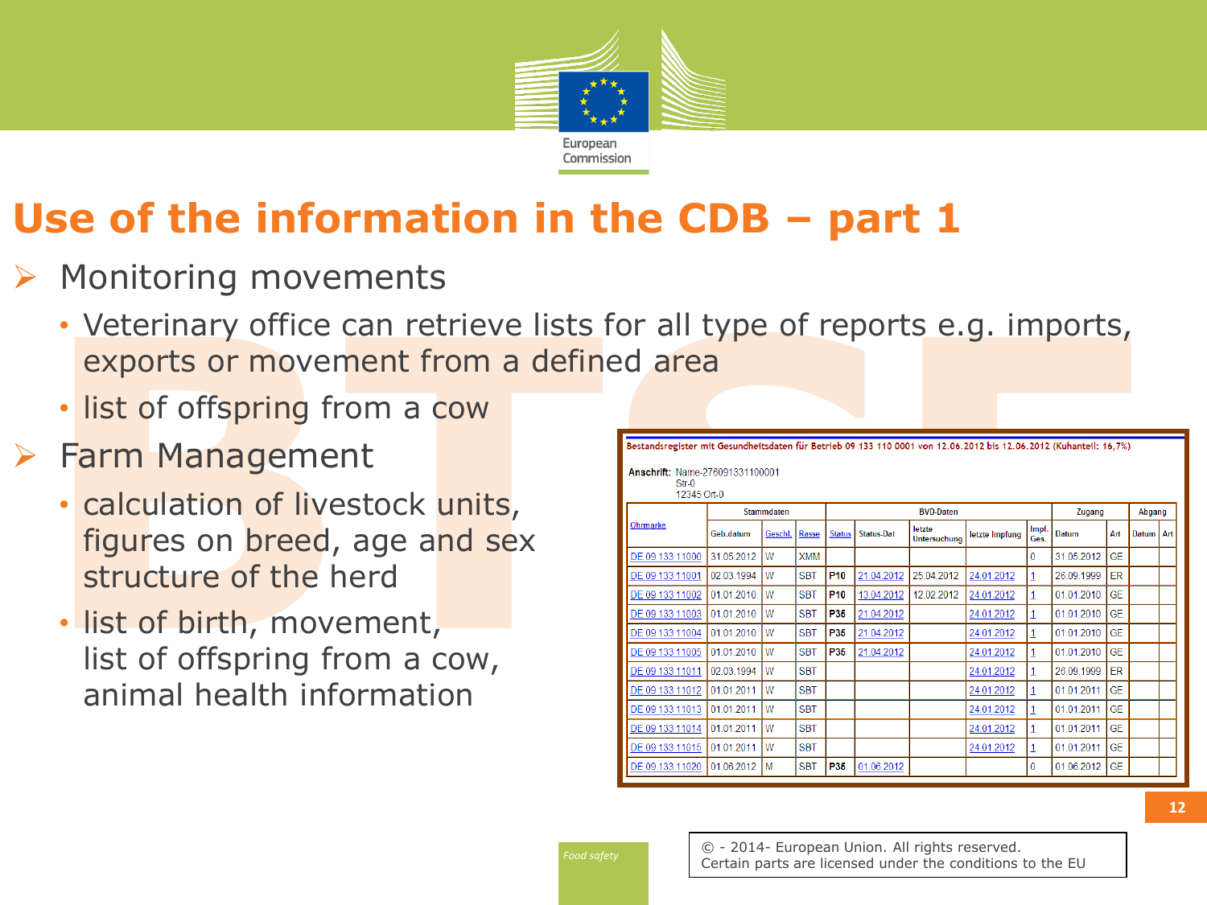# Use of the information in the CDB – part 1

- Monitoring movements
  - Veterinary office can retrieve lists for all type of reports e.g. imports, exports or movement from a defined area
  - list of offspring from a cow
- Farm Management
  - calculation of livestock units, figures on breed, age and sex structure of the herd
  - list of birth, movement, list of offspring from a cow, animal health information

Bestandsregister mit Gesundheitsdaten für Betrieb 09 133 110 0001 von 12.06.2012 bis 12.06.2012 (Kuhanteil: 16,7%)

Anschrift: Name-276091331100001
Str-0
12345 Ort-0

| Ohrmarke | Stammdaten | | | BVD-Daten | | | | | Zugang | | Abgang | |
|---|---|---|---|---|---|---|---|---|---|---|---|---|
| | Geb.datum | Geschl. | Rasse | Status | Status-Dat | letzte Untersuchung | letzte Impfung | Impf. Ges. | Datum | Art | Datum | Art |
| DE 09 133 11000 | 31.05.2012 | W | XMM | | | | | 0 | 31.05.2012 | GE | | |
| DE 09 133 11001 | 02.03.1994 | W | SBT | P10 | 21.04.2012 | 25.04.2012 | 24.01.2012 | 1 | 26.09.1999 | ER | | |
| DE 09 133 11002 | 01.01.2010 | W | SBT | P10 | 13.04.2012 | 12.02.2012 | 24.01.2012 | 1 | 01.01.2010 | GE | | |
| DE 09 133 11003 | 01.01.2010 | W | SBT | P35 | 21.04.2012 | | 24.01.2012 | 1 | 01.01.2010 | GE | | |
| DE 09 133 11004 | 01.01.2010 | W | SBT | P35 | 21.04.2012 | | 24.01.2012 | 1 | 01.01.2010 | GE | | |
| DE 09 133 11005 | 01.01.2010 | W | SBT | P35 | 21.04.2012 | | 24.01.2012 | 1 | 01.01.2010 | GE | | |
| DE 09 133 11011 | 02.03.1994 | W | SBT | | | | 24.01.2012 | 1 | 26.09.1999 | ER | | |
| DE 09 133 11012 | 01.01.2011 | W | SBT | | | | 24.01.2012 | 1 | 01.01.2011 | GE | | |
| DE 09 133 11013 | 01.01.2011 | W | SBT | | | | 24.01.2012 | 1 | 01.01.2011 | GE | | |
| DE 09 133 11014 | 01.01.2011 | W | SBT | | | | 24.01.2012 | 1 | 01.01.2011 | GE | | |
| DE 09 133 11015 | 01.01.2011 | W | SBT | | | | 24.01.2012 | 1 | 01.01.2011 | GE | | |
| DE 09 133 11020 | 01.06.2012 | M | SBT | P35 | 01.06.2012 | | | 0 | 01.06.2012 | GE | | |

© - 2014- European Union. All rights reserved. Certain parts are licensed under the conditions to the EU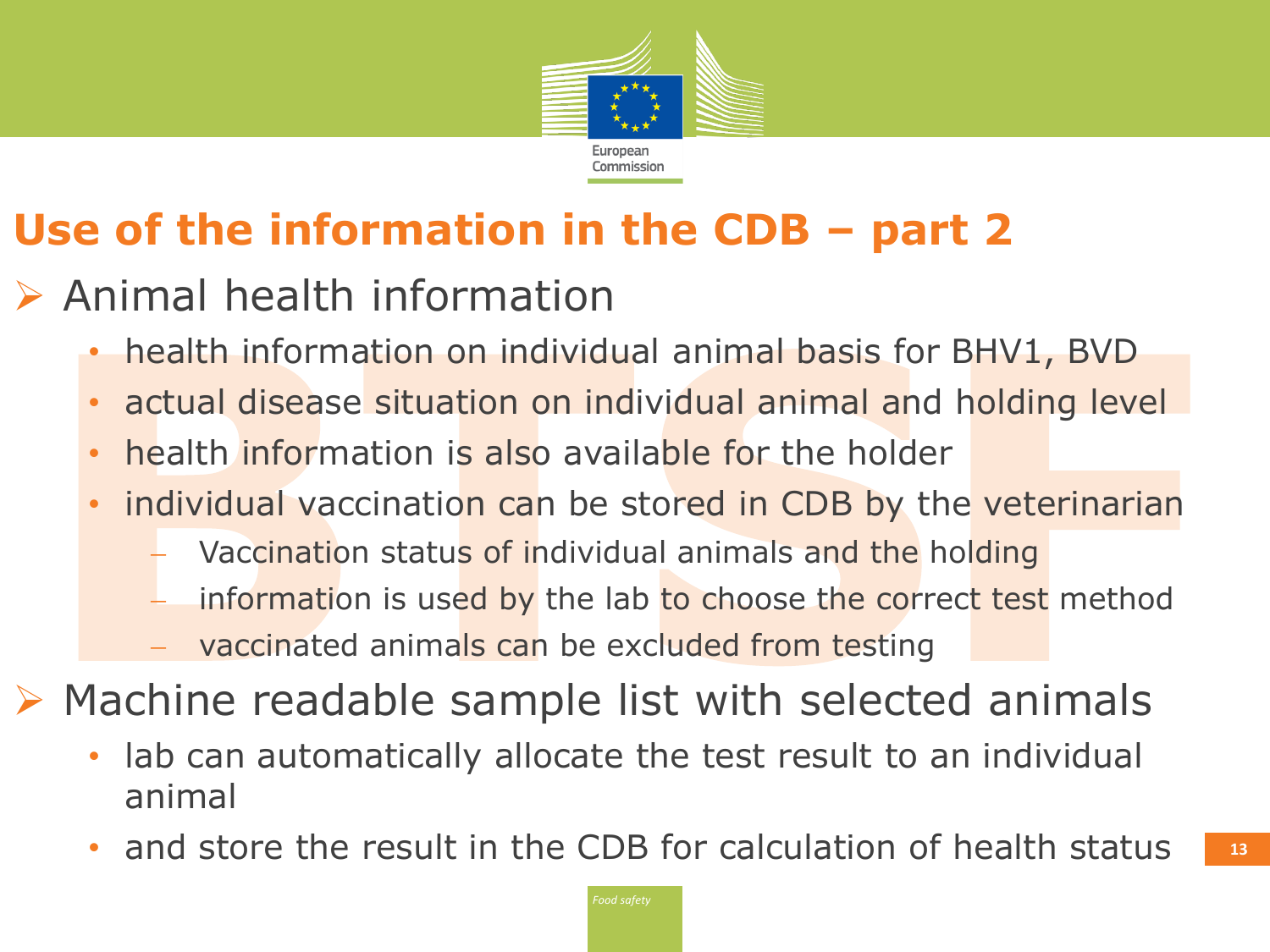# Use of the information in the CDB – part 2

- Animal health information
  - health information on individual animal basis for BHV1, BVD
  - actual disease situation on individual animal and holding level
  - health information is also available for the holder
  - individual vaccination can be stored in CDB by the veterinarian
    - Vaccination status of individual animals and the holding
    - information is used by the lab to choose the correct test method
    - vaccinated animals can be excluded from testing
- Machine readable sample list with selected animals
  - lab can automatically allocate the test result to an individual animal
  - and store the result in the CDB for calculation of health status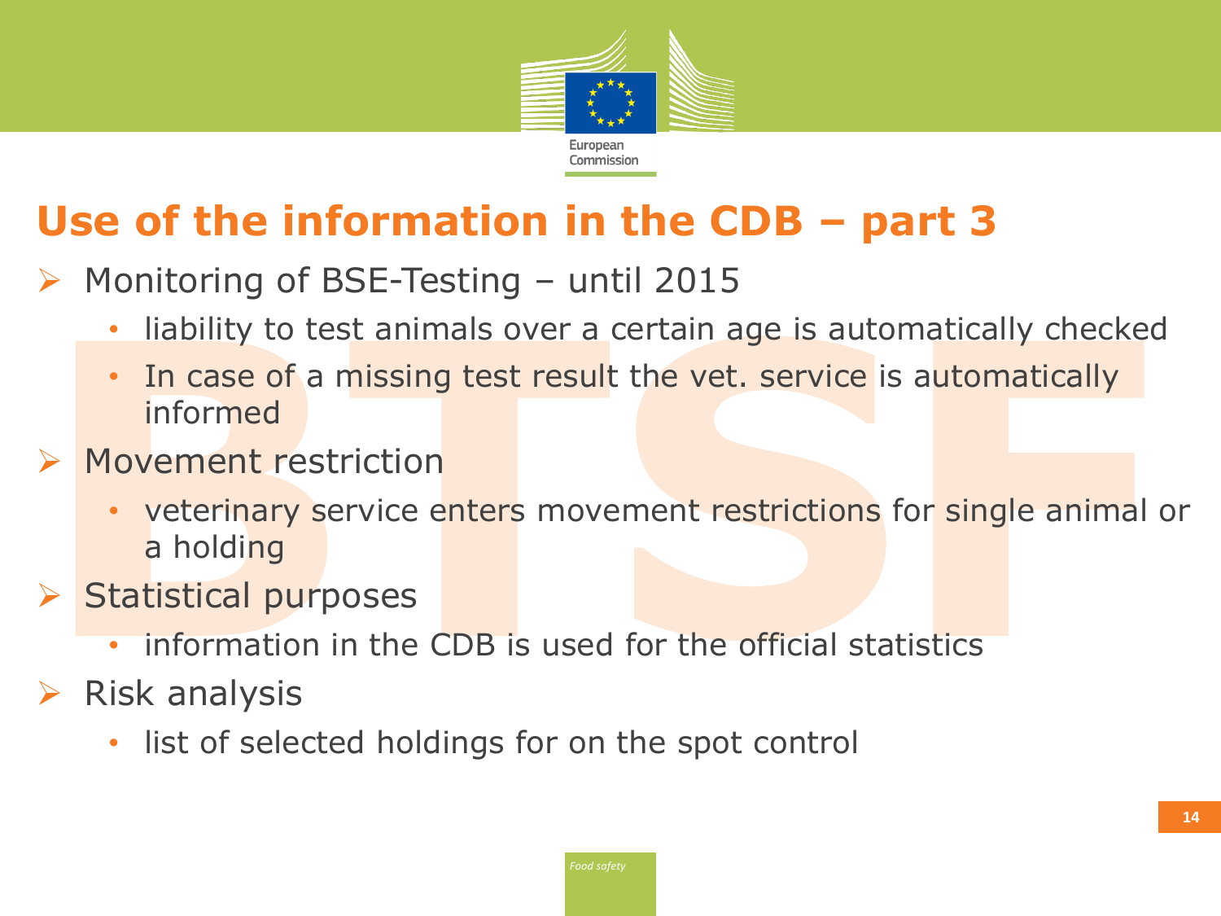# Use of the information in the CDB – part 3

- Monitoring of BSE-Testing – until 2015
  - liability to test animals over a certain age is automatically checked
  - In case of a missing test result the vet. service is automatically informed
- Movement restriction
  - veterinary service enters movement restrictions for single animal or a holding
- Statistical purposes
  - information in the CDB is used for the official statistics
- Risk analysis
  - list of selected holdings for on the spot control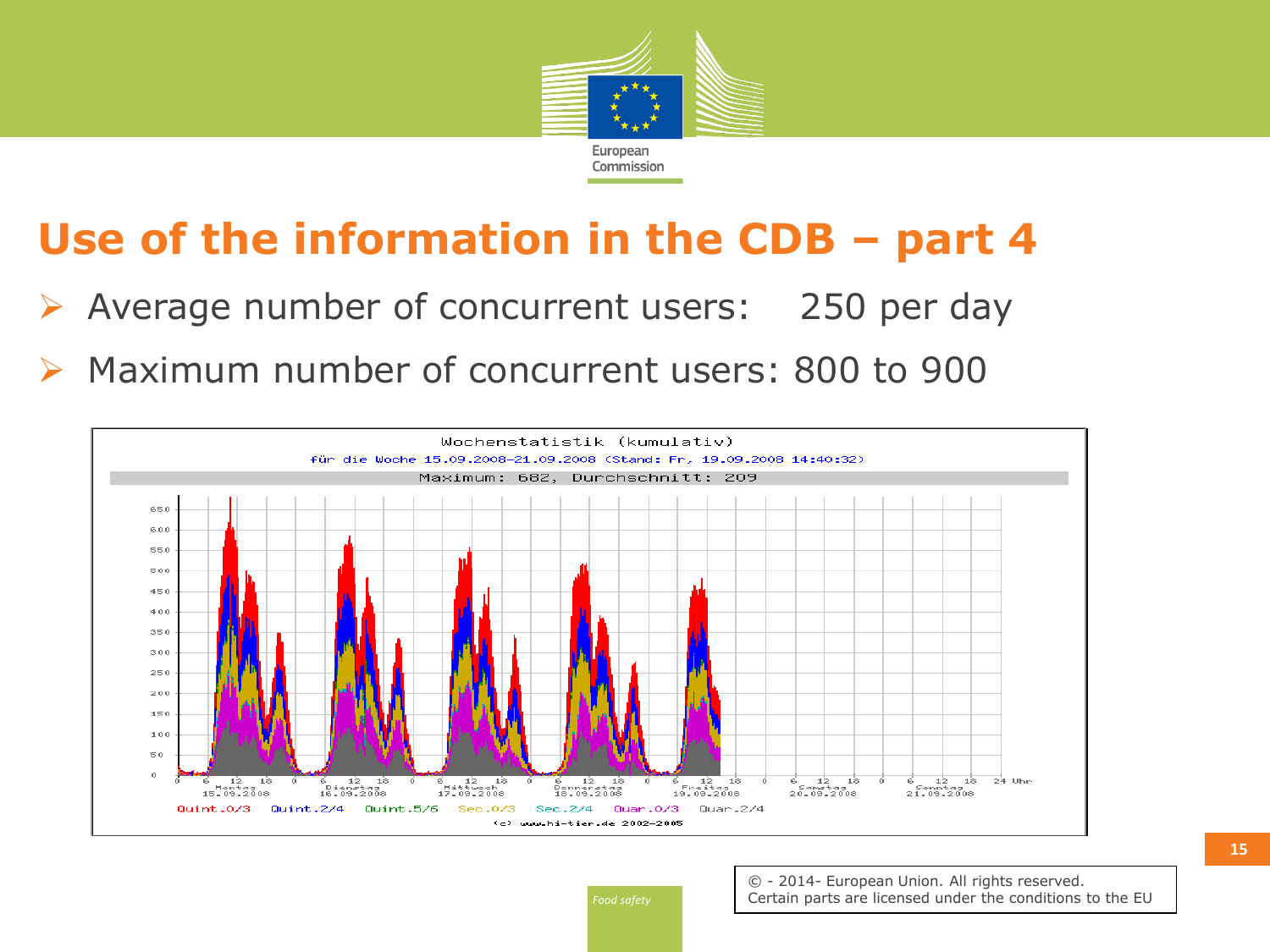# Use of the information in the CDB – part 4

- Average number of concurrent users: 250 per day
- Maximum number of concurrent users: 800 to 900

Wochenstatistik (kumulativ)

für die Woche 15.09.2008-21.09.2008 (Stand: Fr, 19.09.2008 14:40:32)

Maximum: 682, Durchschnitt: 209

Quint.0/3 Quint.2/4 Quint.5/6 Sec.0/3 Sec.2/4 Quar.0/3 Quar.2/4

(c) www.hi-tier.de 2002-2005

Food safety

© - 2014- European Union. All rights reserved.
Certain parts are licensed under the conditions to the EU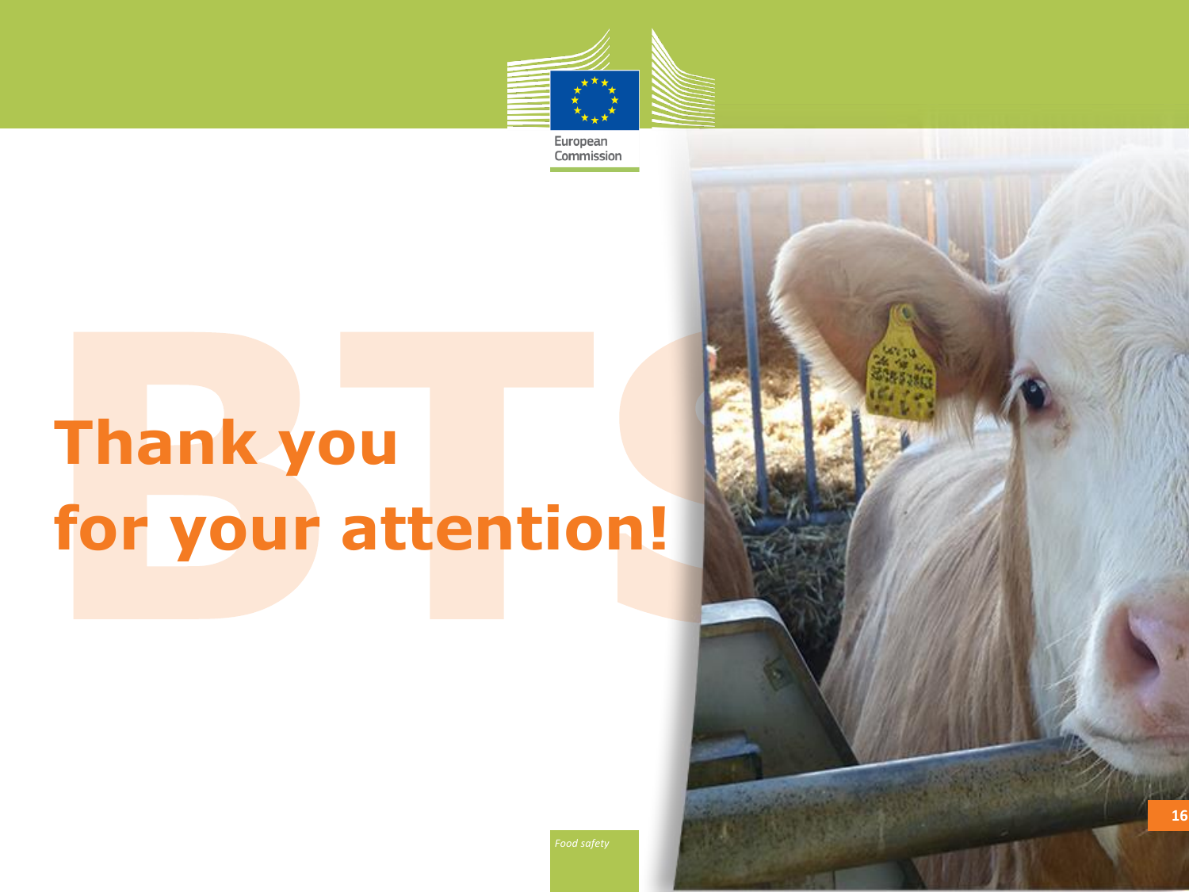# Thank you for your attention!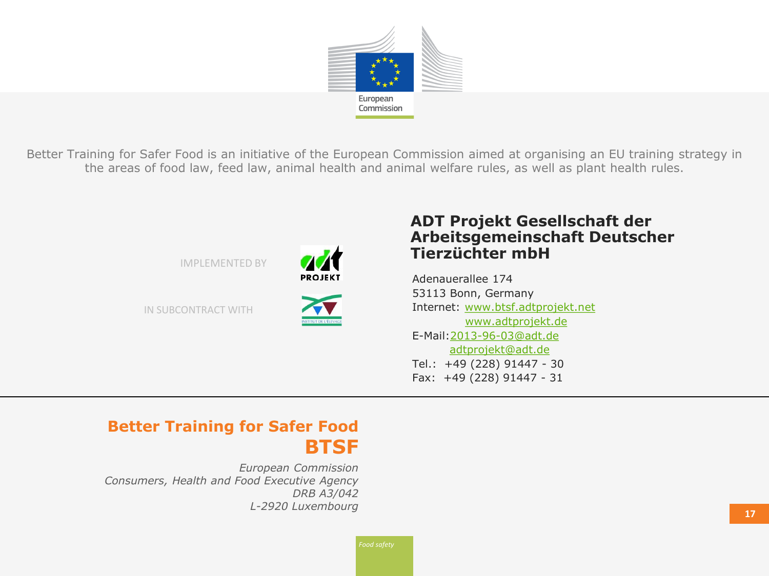European Commission

Better Training for Safer Food is an initiative of the European Commission aimed at organising an EU training strategy in the areas of food law, feed law, animal health and animal welfare rules, as well as plant health rules.

IMPLEMENTED BY

PROJEKT

IN SUBCONTRACT WITH

INSTITUT DE L'ÉLEVAGE

**ADT Projekt Gesellschaft der Arbeitsgemeinschaft Deutscher Tierzüchter mbH**

Adenauerallee 174
53113 Bonn, Germany
Internet: www.btsf.adtprojekt.net
www.adtprojekt.de
E-Mail: 2013-96-03@adt.de
adtprojekt@adt.de
Tel.: +49 (228) 91447 - 30
Fax: +49 (228) 91447 - 31

**Better Training for Safer Food**
**BTSF**

*European Commission*
*Consumers, Health and Food Executive Agency*
*DRB A3/042*
*L-2920 Luxembourg*

*Food safety*